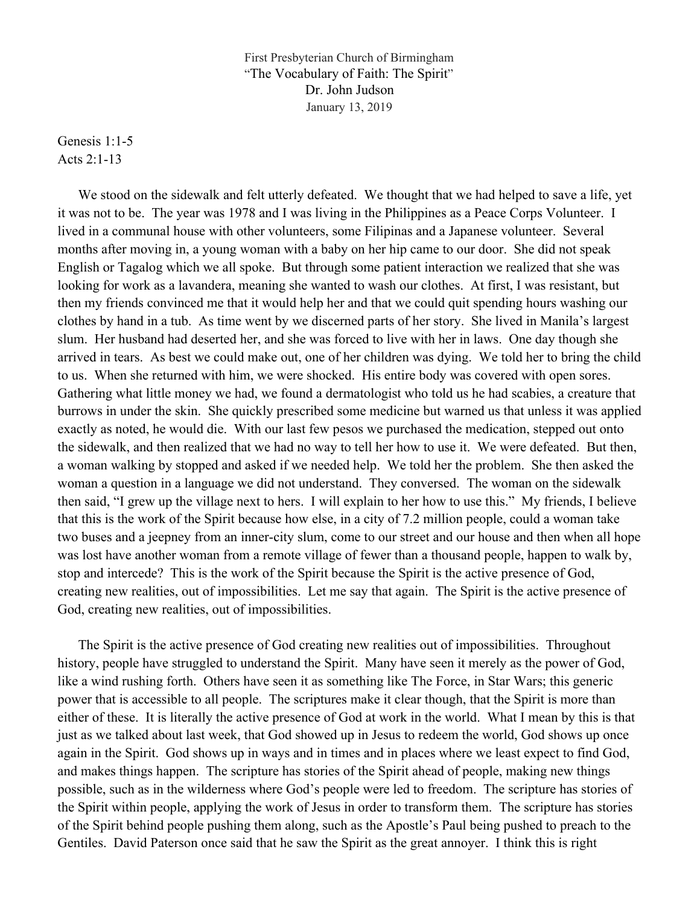First Presbyterian Church of Birmingham
"The Vocabulary of Faith: The Spirit"
Dr. John Judson
January 13, 2019

Genesis 1:1-5
Acts 2:1-13

We stood on the sidewalk and felt utterly defeated. We thought that we had helped to save a life, yet it was not to be. The year was 1978 and I was living in the Philippines as a Peace Corps Volunteer. I lived in a communal house with other volunteers, some Filipinas and a Japanese volunteer. Several months after moving in, a young woman with a baby on her hip came to our door. She did not speak English or Tagalog which we all spoke. But through some patient interaction we realized that she was looking for work as a lavandera, meaning she wanted to wash our clothes. At first, I was resistant, but then my friends convinced me that it would help her and that we could quit spending hours washing our clothes by hand in a tub. As time went by we discerned parts of her story. She lived in Manila's largest slum. Her husband had deserted her, and she was forced to live with her in laws. One day though she arrived in tears. As best we could make out, one of her children was dying. We told her to bring the child to us. When she returned with him, we were shocked. His entire body was covered with open sores. Gathering what little money we had, we found a dermatologist who told us he had scabies, a creature that burrows in under the skin. She quickly prescribed some medicine but warned us that unless it was applied exactly as noted, he would die. With our last few pesos we purchased the medication, stepped out onto the sidewalk, and then realized that we had no way to tell her how to use it. We were defeated. But then, a woman walking by stopped and asked if we needed help. We told her the problem. She then asked the woman a question in a language we did not understand. They conversed. The woman on the sidewalk then said, "I grew up the village next to hers. I will explain to her how to use this." My friends, I believe that this is the work of the Spirit because how else, in a city of 7.2 million people, could a woman take two buses and a jeepney from an inner-city slum, come to our street and our house and then when all hope was lost have another woman from a remote village of fewer than a thousand people, happen to walk by, stop and intercede? This is the work of the Spirit because the Spirit is the active presence of God, creating new realities, out of impossibilities. Let me say that again. The Spirit is the active presence of God, creating new realities, out of impossibilities.

The Spirit is the active presence of God creating new realities out of impossibilities. Throughout history, people have struggled to understand the Spirit. Many have seen it merely as the power of God, like a wind rushing forth. Others have seen it as something like The Force, in Star Wars; this generic power that is accessible to all people. The scriptures make it clear though, that the Spirit is more than either of these. It is literally the active presence of God at work in the world. What I mean by this is that just as we talked about last week, that God showed up in Jesus to redeem the world, God shows up once again in the Spirit. God shows up in ways and in times and in places where we least expect to find God, and makes things happen. The scripture has stories of the Spirit ahead of people, making new things possible, such as in the wilderness where God's people were led to freedom. The scripture has stories of the Spirit within people, applying the work of Jesus in order to transform them. The scripture has stories of the Spirit behind people pushing them along, such as the Apostle's Paul being pushed to preach to the Gentiles. David Paterson once said that he saw the Spirit as the great annoyer. I think this is right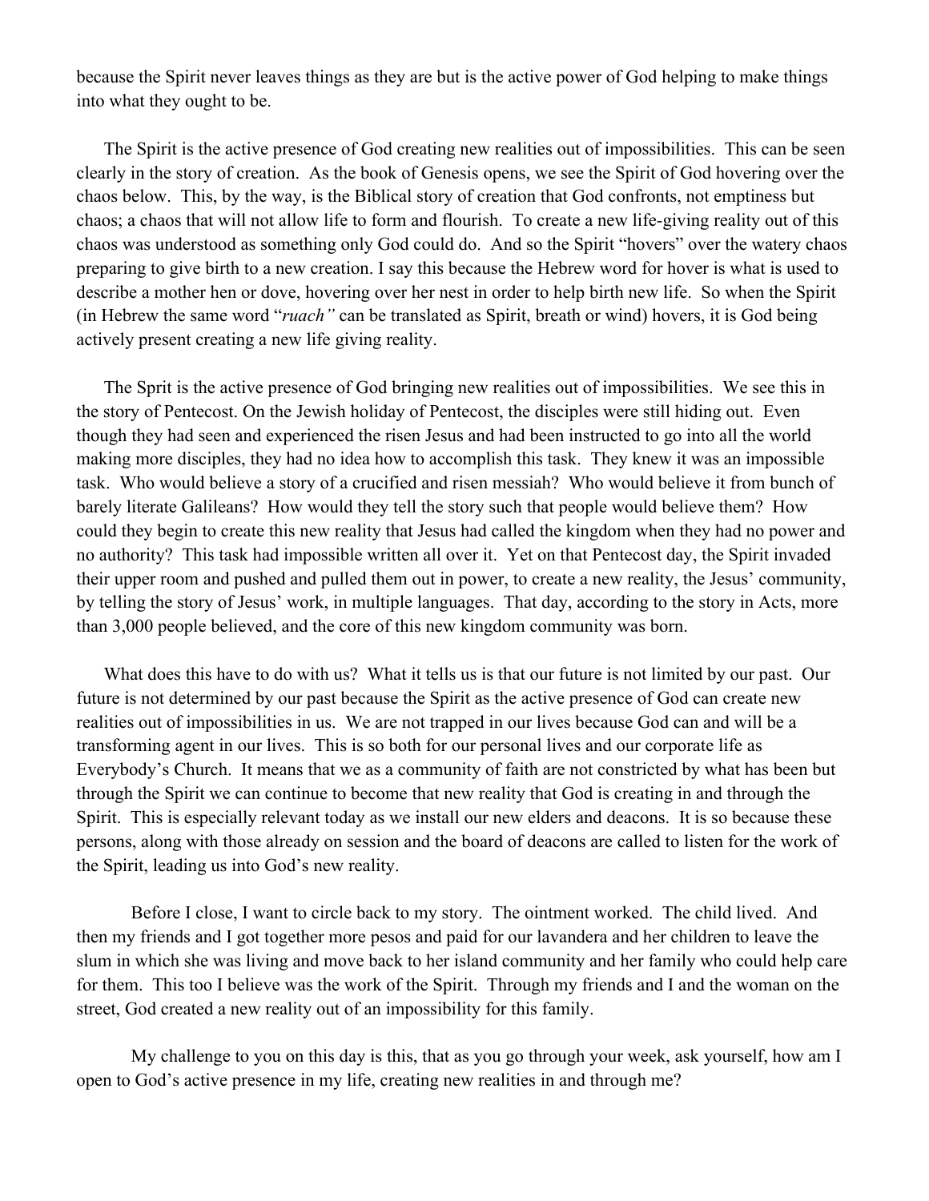because the Spirit never leaves things as they are but is the active power of God helping to make things into what they ought to be.

The Spirit is the active presence of God creating new realities out of impossibilities. This can be seen clearly in the story of creation. As the book of Genesis opens, we see the Spirit of God hovering over the chaos below. This, by the way, is the Biblical story of creation that God confronts, not emptiness but chaos; a chaos that will not allow life to form and flourish. To create a new life-giving reality out of this chaos was understood as something only God could do. And so the Spirit "hovers" over the watery chaos preparing to give birth to a new creation. I say this because the Hebrew word for hover is what is used to describe a mother hen or dove, hovering over her nest in order to help birth new life. So when the Spirit (in Hebrew the same word "*ruach"* can be translated as Spirit, breath or wind) hovers, it is God being actively present creating a new life giving reality.

The Sprit is the active presence of God bringing new realities out of impossibilities. We see this in the story of Pentecost. On the Jewish holiday of Pentecost, the disciples were still hiding out. Even though they had seen and experienced the risen Jesus and had been instructed to go into all the world making more disciples, they had no idea how to accomplish this task. They knew it was an impossible task. Who would believe a story of a crucified and risen messiah? Who would believe it from bunch of barely literate Galileans? How would they tell the story such that people would believe them? How could they begin to create this new reality that Jesus had called the kingdom when they had no power and no authority? This task had impossible written all over it. Yet on that Pentecost day, the Spirit invaded their upper room and pushed and pulled them out in power, to create a new reality, the Jesus' community, by telling the story of Jesus' work, in multiple languages. That day, according to the story in Acts, more than 3,000 people believed, and the core of this new kingdom community was born.

What does this have to do with us? What it tells us is that our future is not limited by our past. Our future is not determined by our past because the Spirit as the active presence of God can create new realities out of impossibilities in us. We are not trapped in our lives because God can and will be a transforming agent in our lives. This is so both for our personal lives and our corporate life as Everybody's Church. It means that we as a community of faith are not constricted by what has been but through the Spirit we can continue to become that new reality that God is creating in and through the Spirit. This is especially relevant today as we install our new elders and deacons. It is so because these persons, along with those already on session and the board of deacons are called to listen for the work of the Spirit, leading us into God's new reality.

Before I close, I want to circle back to my story. The ointment worked. The child lived. And then my friends and I got together more pesos and paid for our lavandera and her children to leave the slum in which she was living and move back to her island community and her family who could help care for them. This too I believe was the work of the Spirit. Through my friends and I and the woman on the street, God created a new reality out of an impossibility for this family.

My challenge to you on this day is this, that as you go through your week, ask yourself, how am I open to God's active presence in my life, creating new realities in and through me?